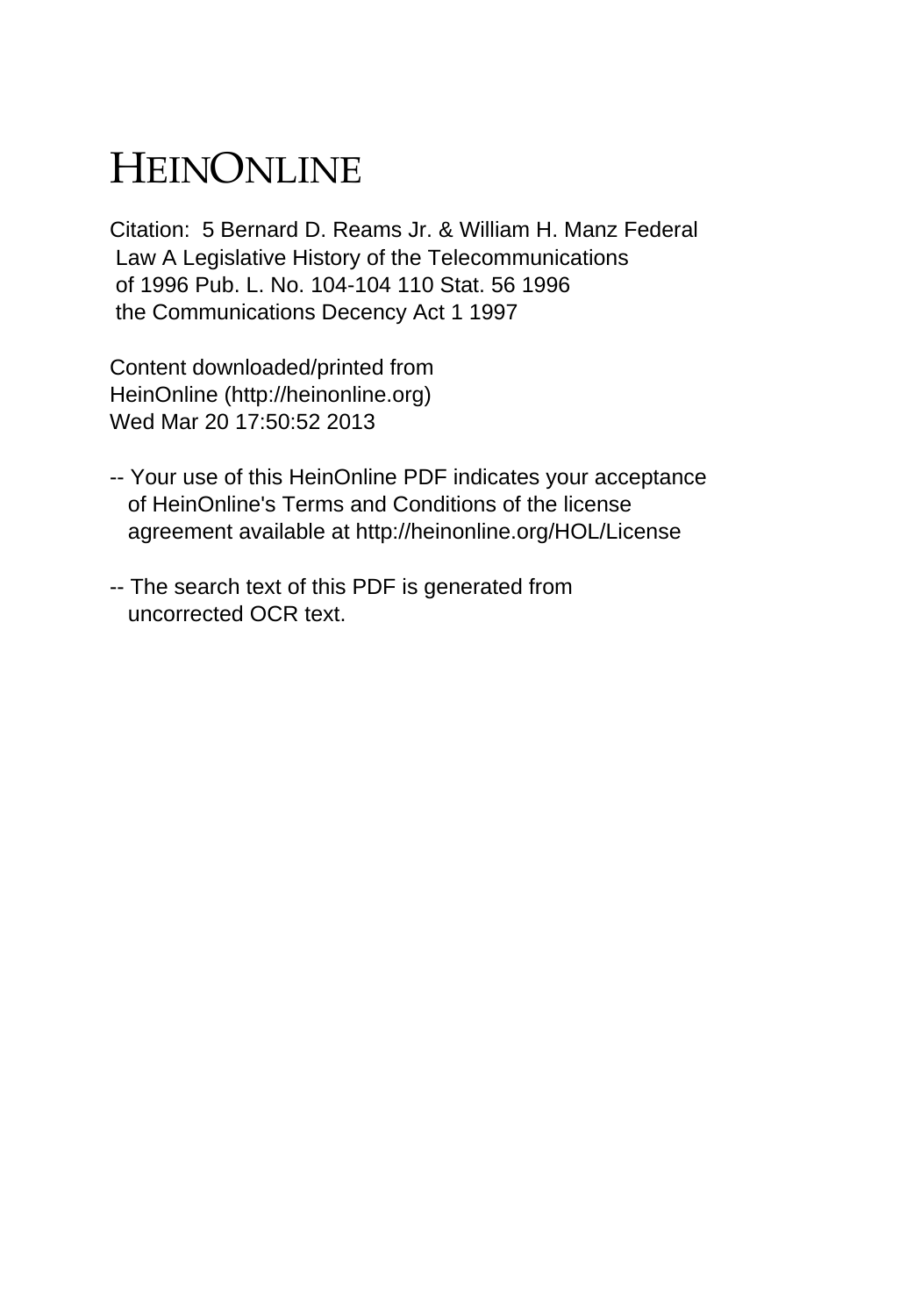# HEINONLINE

Citation: 5 Bernard D. Reams Jr. & William H. Manz Federal Law A Legislative History of the Telecommunications of 1996 Pub. L. No. 104-104 110 Stat. 56 1996 the Communications Decency Act 1 1997

Content downloaded/printed from HeinOnline (http://heinonline.org) Wed Mar 20 17:50:52 2013

-- Your use of this HeinOnline PDF indicates your acceptance of HeinOnline's Terms and Conditions of the license agreement available at http://heinonline.org/HOL/License

-- The search text of this PDF is generated from uncorrected OCR text.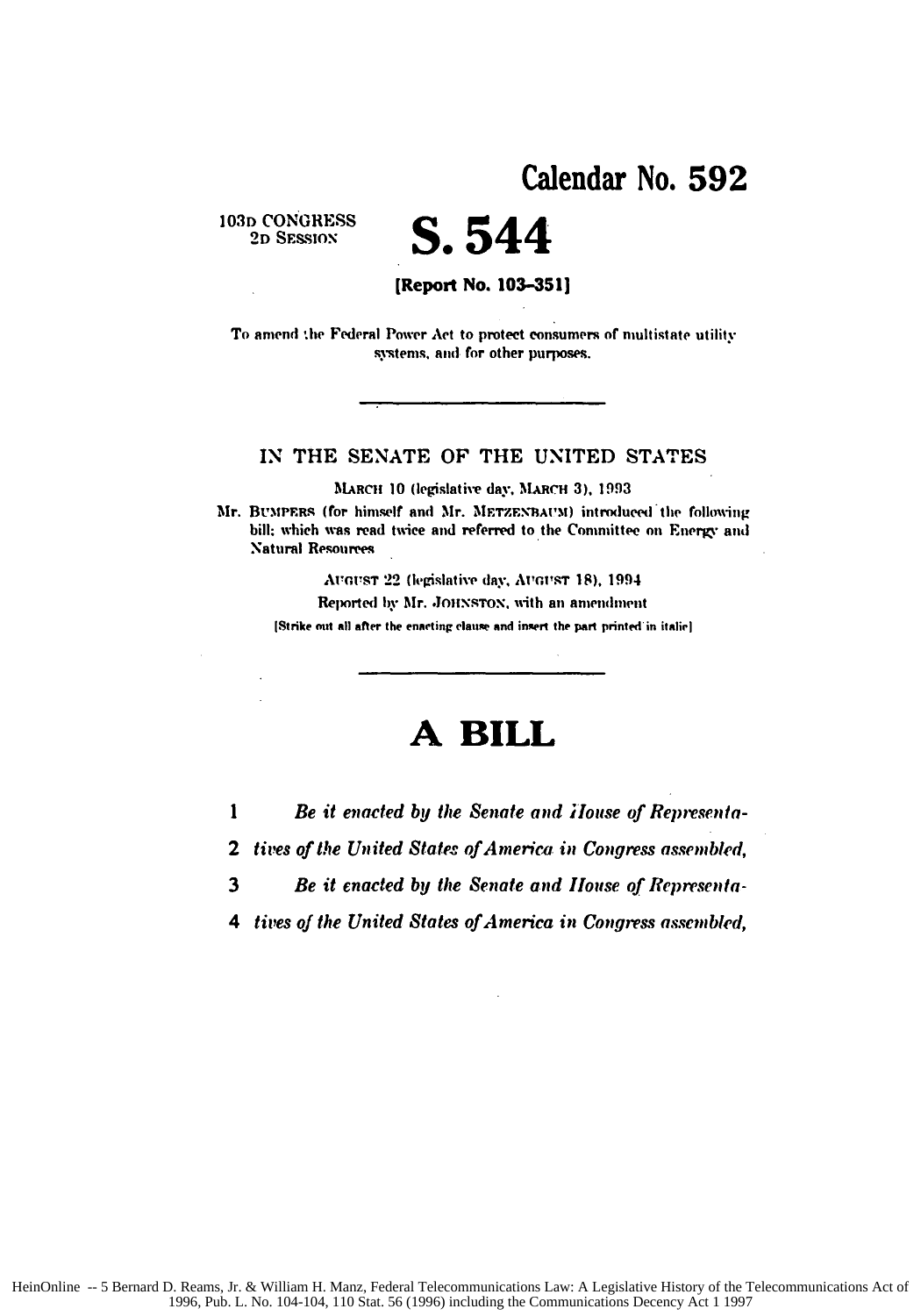# Calendar No. 592

103D CONGRESS
2D SESSION

# S. 544

**[Report No. 103–351]**

To amend the Federal Power Act to protect consumers of multistate utility systems, and for other purposes.

---

IN THE SENATE OF THE UNITED STATES

MARCH 10 (legislative day, MARCH 3), 1993

Mr. BUMPERS (for himself and Mr. METZENBAUM) introduced the following bill; which was read twice and referred to the Committee on Energy and Natural Resources

AUGUST 22 (legislative day, AUGUST 18), 1994

Reported by Mr. JOHNSTON, with an amendment

[Strike out all after the enacting clause and insert the part printed in italic]

---

# A BILL

1 *Be it enacted by the Senate and House of Representa-*
2 *tives of the United States of America in Congress assembled,*
3 *Be it enacted by the Senate and House of Representa-*
4 *tives of the United States of America in Congress assembled,*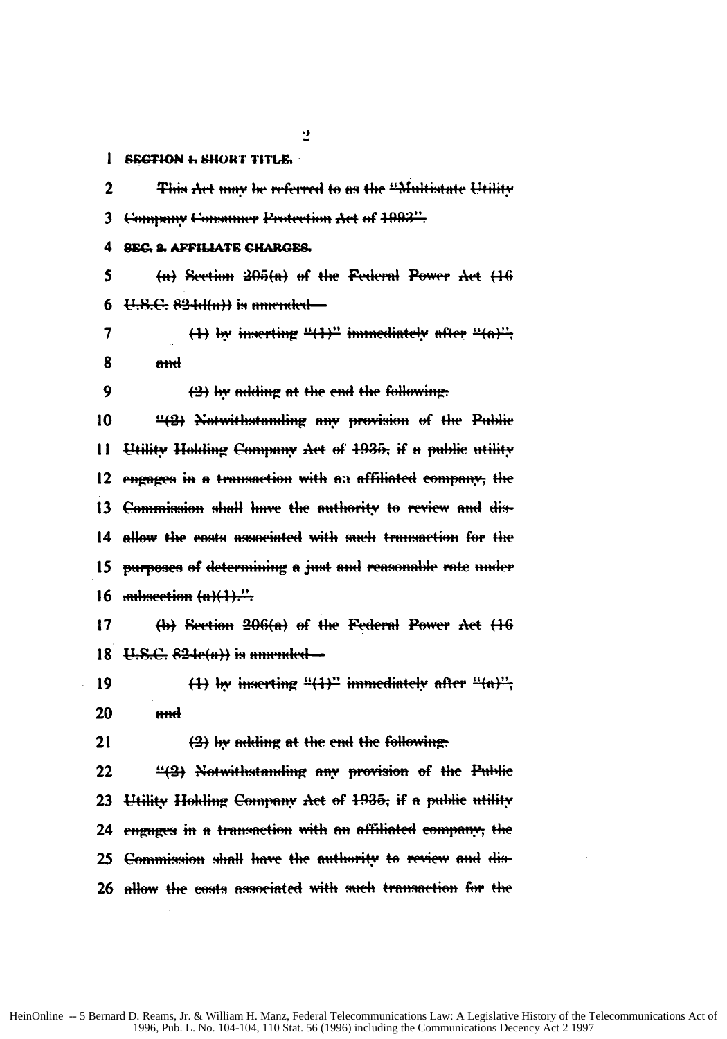1 **SECTION 1. SHORT TITLE.**

2 This Act may be referred to as the "Multistate Utility

3 Company Consumer Protection Act of 1993".

4 **SEC. 2. AFFILIATE CHARGES.**

5 (a) Section 205(a) of the Federal Power Act (16

6 U.S.C. 824d(a)) is amended—

7 (1) by inserting "(1)" immediately after "(a)";

8 and

9 (2) by adding at the end the following:

10 "(2) Notwithstanding any provision of the Public

11 Utility Holding Company Act of 1935, if a public utility

12 engages in a transaction with an affiliated company, the

13 Commission shall have the authority to review and dis-

14 allow the costs associated with such transaction for the

15 purposes of determining a just and reasonable rate under

16 subsection (a)(1).".

17 (b) Section 206(a) of the Federal Power Act (16

18 U.S.C. 824e(a)) is amended—

19 (1) by inserting "(1)" immediately after "(a)";

20 and

21 (2) by adding at the end the following:

22 "(2) Notwithstanding any provision of the Public

23 Utility Holding Company Act of 1935, if a public utility

24 engages in a transaction with an affiliated company, the

25 Commission shall have the authority to review and dis-

26 allow the costs associated with such transaction for the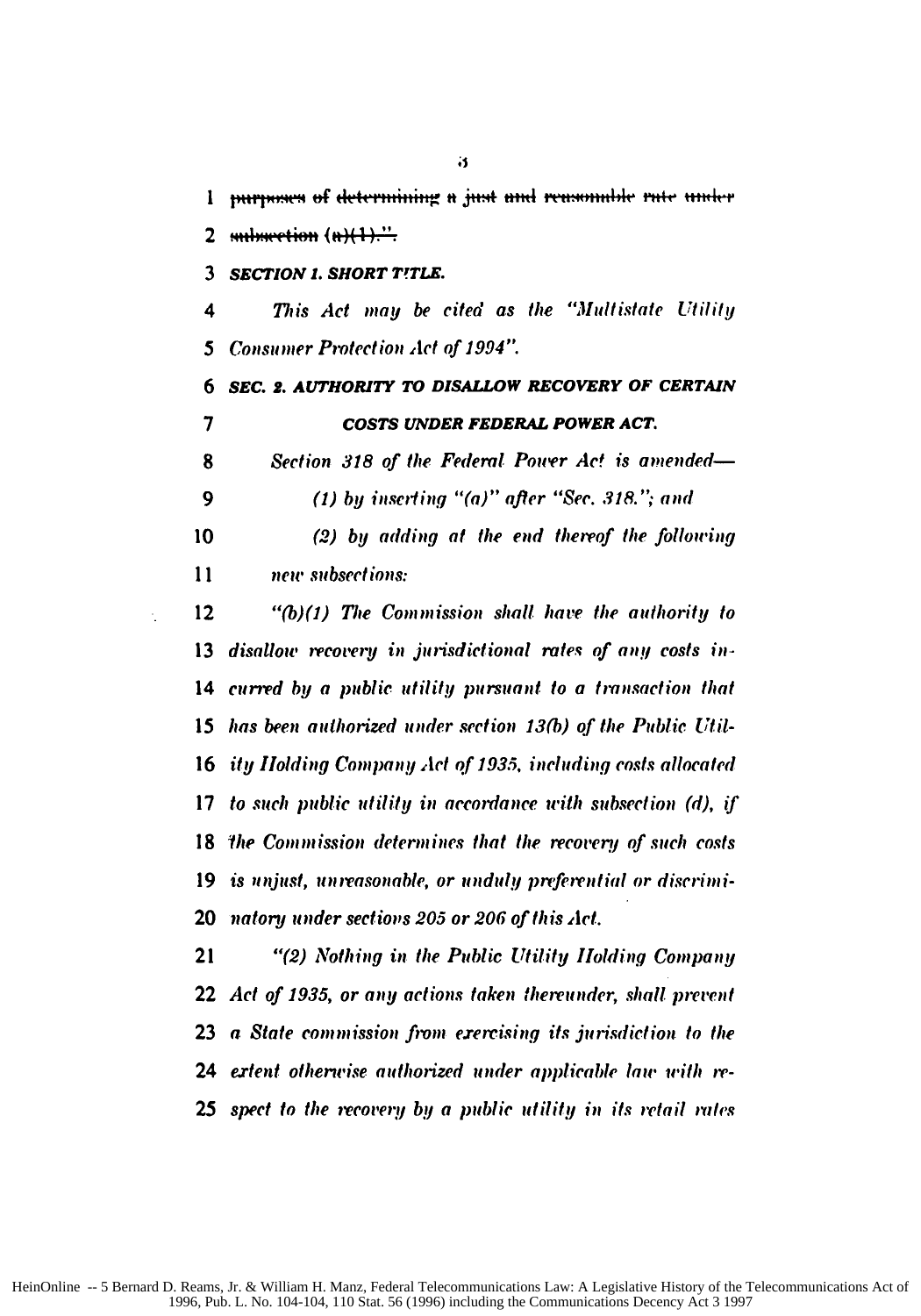1 ~~purposes of determining a just and reasonable rate under~~
2 ~~subsection (a)(1).".~~

3 ***SECTION 1. SHORT TITLE.***

4 *This Act may be cited as the "Multistate Utility*
5 *Consumer Protection Act of 1994".*

6 ***SEC. 2. AUTHORITY TO DISALLOW RECOVERY OF CERTAIN***
7 ***COSTS UNDER FEDERAL POWER ACT.***

8 *Section 318 of the Federal Power Act is amended—*

9 *(1) by inserting "(a)" after "Sec. 318."; and*

10 *(2) by adding at the end thereof the following*
11 *new subsections:*

12 *"(b)(1) The Commission shall have the authority to*
13 *disallow recovery in jurisdictional rates of any costs in-*
14 *curred by a public utility pursuant to a transaction that*
15 *has been authorized under section 13(b) of the Public Util-*
16 *ity Holding Company Act of 1935, including costs allocated*
17 *to such public utility in accordance with subsection (d), if*
18 *the Commission determines that the recovery of such costs*
19 *is unjust, unreasonable, or unduly preferential or discrimi-*
20 *natory under sections 205 or 206 of this Act.*

21 *"(2) Nothing in the Public Utility Holding Company*
22 *Act of 1935, or any actions taken thereunder, shall prevent*
23 *a State commission from exercising its jurisdiction to the*
24 *extent otherwise authorized under applicable law with re-*
25 *spect to the recovery by a public utility in its retail rates*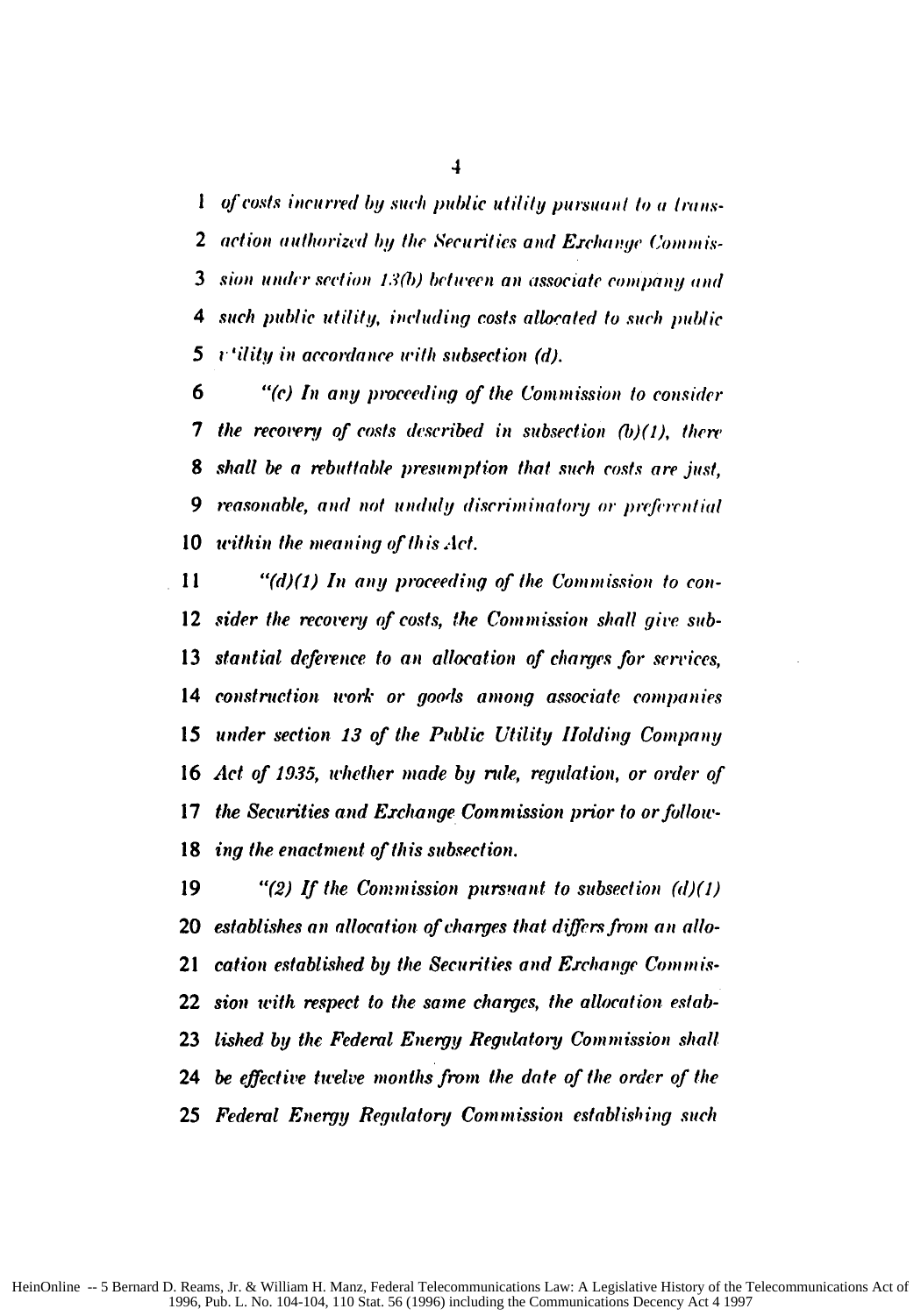*of costs incurred by such public utility pursuant to a transaction authorized by the Securities and Exchange Commission under section 13(b) between an associate company and such public utility, including costs allocated to such public utility in accordance with subsection (d).*

*"(c) In any proceeding of the Commission to consider the recovery of costs described in subsection (b)(1), there shall be a rebuttable presumption that such costs are just, reasonable, and not unduly discriminatory or preferential within the meaning of this Act.*

*"(d)(1) In any proceeding of the Commission to consider the recovery of costs, the Commission shall give substantial deference to an allocation of charges for services, construction work or goods among associate companies under section 13 of the Public Utility Holding Company Act of 1935, whether made by rule, regulation, or order of the Securities and Exchange Commission prior to or following the enactment of this subsection.*

*"(2) If the Commission pursuant to subsection (d)(1) establishes an allocation of charges that differs from an allocation established by the Securities and Exchange Commission with respect to the same charges, the allocation established by the Federal Energy Regulatory Commission shall be effective twelve months from the date of the order of the Federal Energy Regulatory Commission establishing such*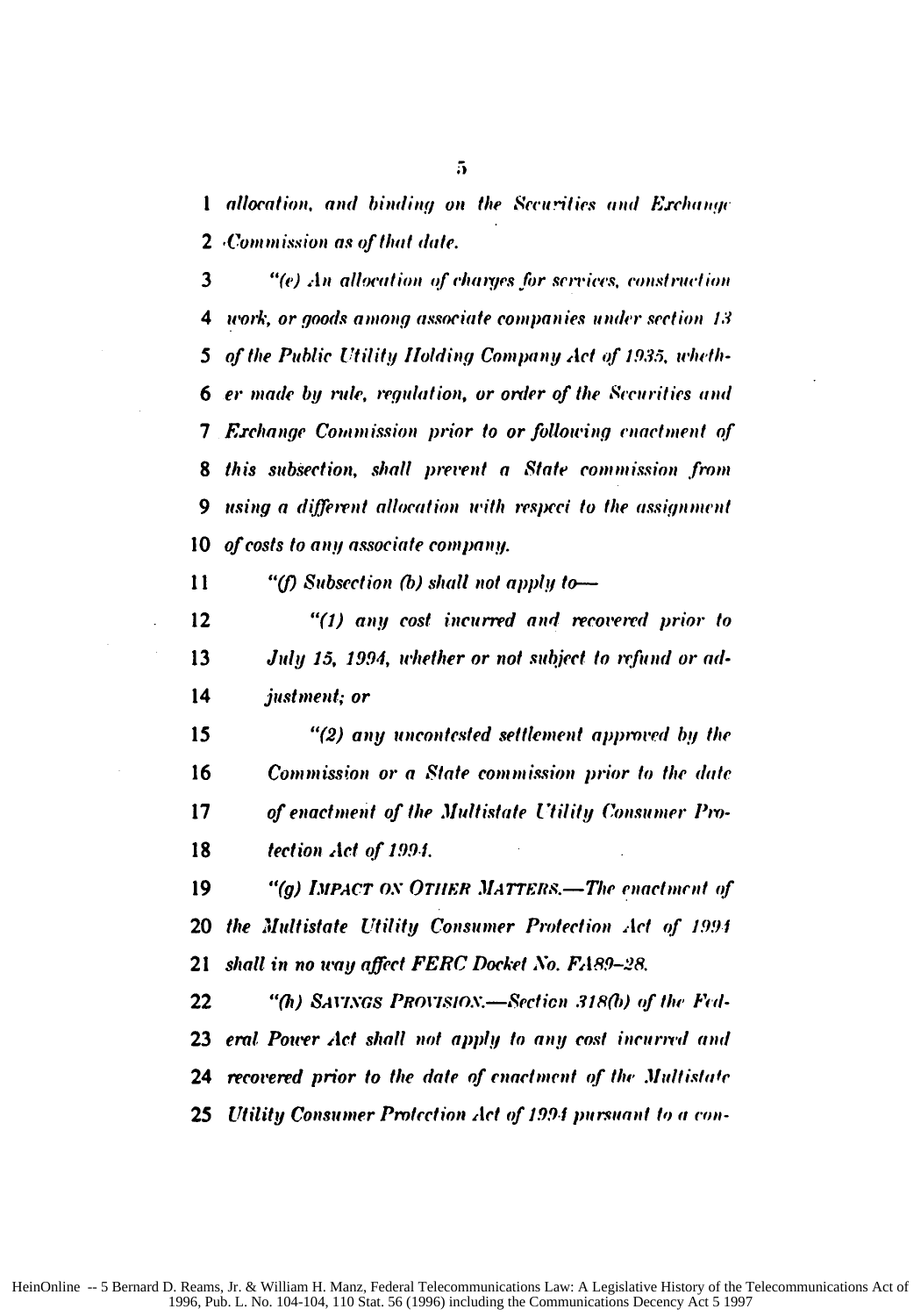*allocation, and binding on the Securities and Exchange Commission as of that date.*

*"(e) An allocation of charges for services, construction work, or goods among associate companies under section 13 of the Public Utility Holding Company Act of 1935, whether made by rule, regulation, or order of the Securities and Exchange Commission prior to or following enactment of this subsection, shall prevent a State commission from using a different allocation with respect to the assignment of costs to any associate company.*

*"(f) Subsection (b) shall not apply to—*

*"(1) any cost incurred and recovered prior to July 15, 1994, whether or not subject to refund or adjustment; or*

*"(2) any uncontested settlement approved by the Commission or a State commission prior to the date of enactment of the Multistate Utility Consumer Protection Act of 1994.*

*"(g) IMPACT ON OTHER MATTERS.—The enactment of the Multistate Utility Consumer Protection Act of 1994 shall in no way affect FERC Docket No. FA89-28.*

*"(h) SAVINGS PROVISION.—Section 318(b) of the Federal Power Act shall not apply to any cost incurred and recovered prior to the date of enactment of the Multistate Utility Consumer Protection Act of 1994 pursuant to a con-*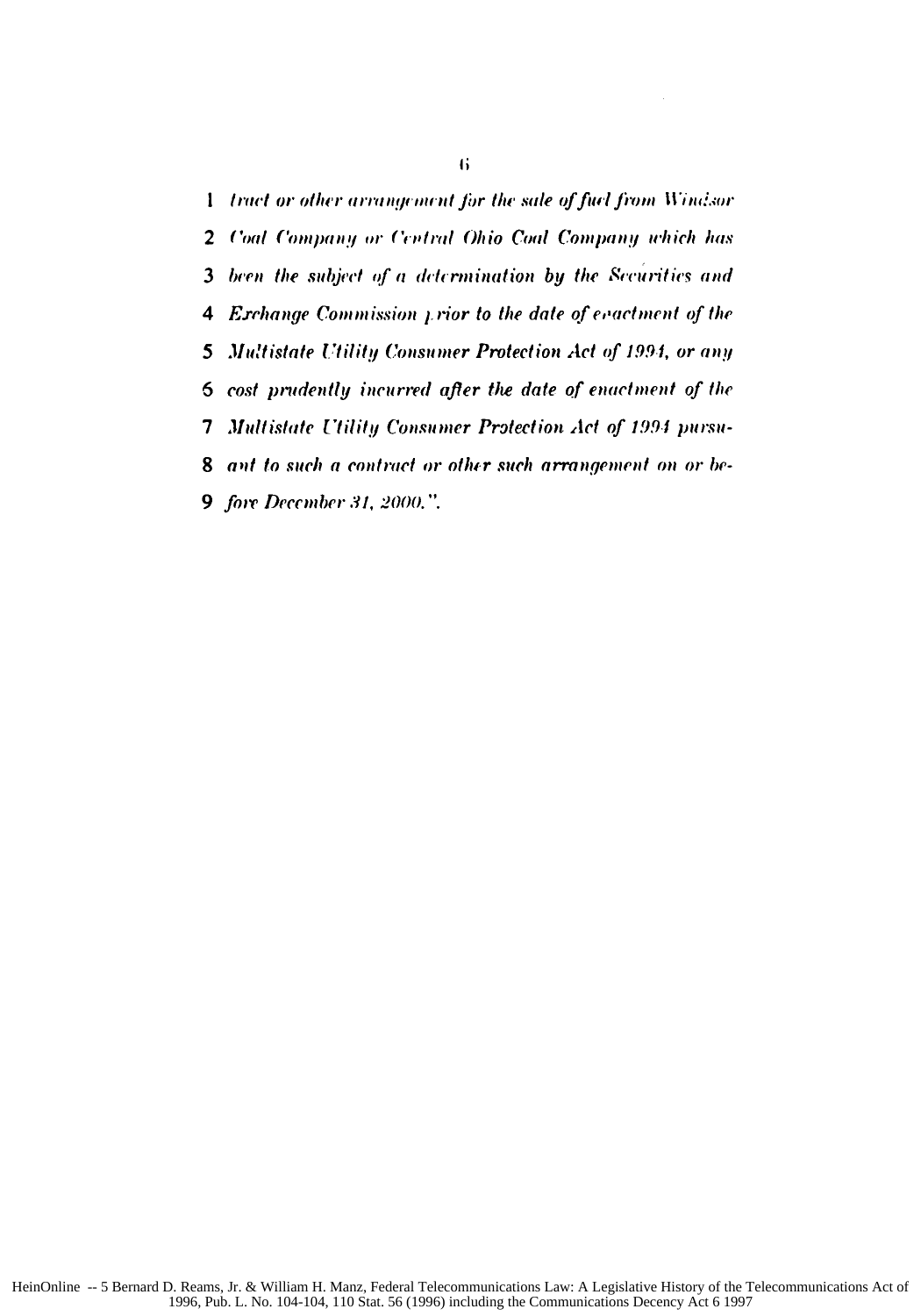1 *tract or other arrangement for the sale of fuel from Windsor*
2 *Coal Company or Central Ohio Coal Company which has*
3 *been the subject of a determination by the Securities and*
4 *Exchange Commission prior to the date of enactment of the*
5 *Multistate Utility Consumer Protection Act of 1994, or any*
6 *cost prudently incurred after the date of enactment of the*
7 *Multistate Utility Consumer Protection Act of 1994 pursu-*
8 *ant to such a contract or other such arrangement on or be-*
9 *fore December 31, 2000.".*

HeinOnline -- 5 Bernard D. Reams, Jr. & William H. Manz, Federal Telecommunications Law: A Legislative History of the Telecommunications Act of 1996, Pub. L. No. 104-104, 110 Stat. 56 (1996) including the Communications Decency Act 6 1997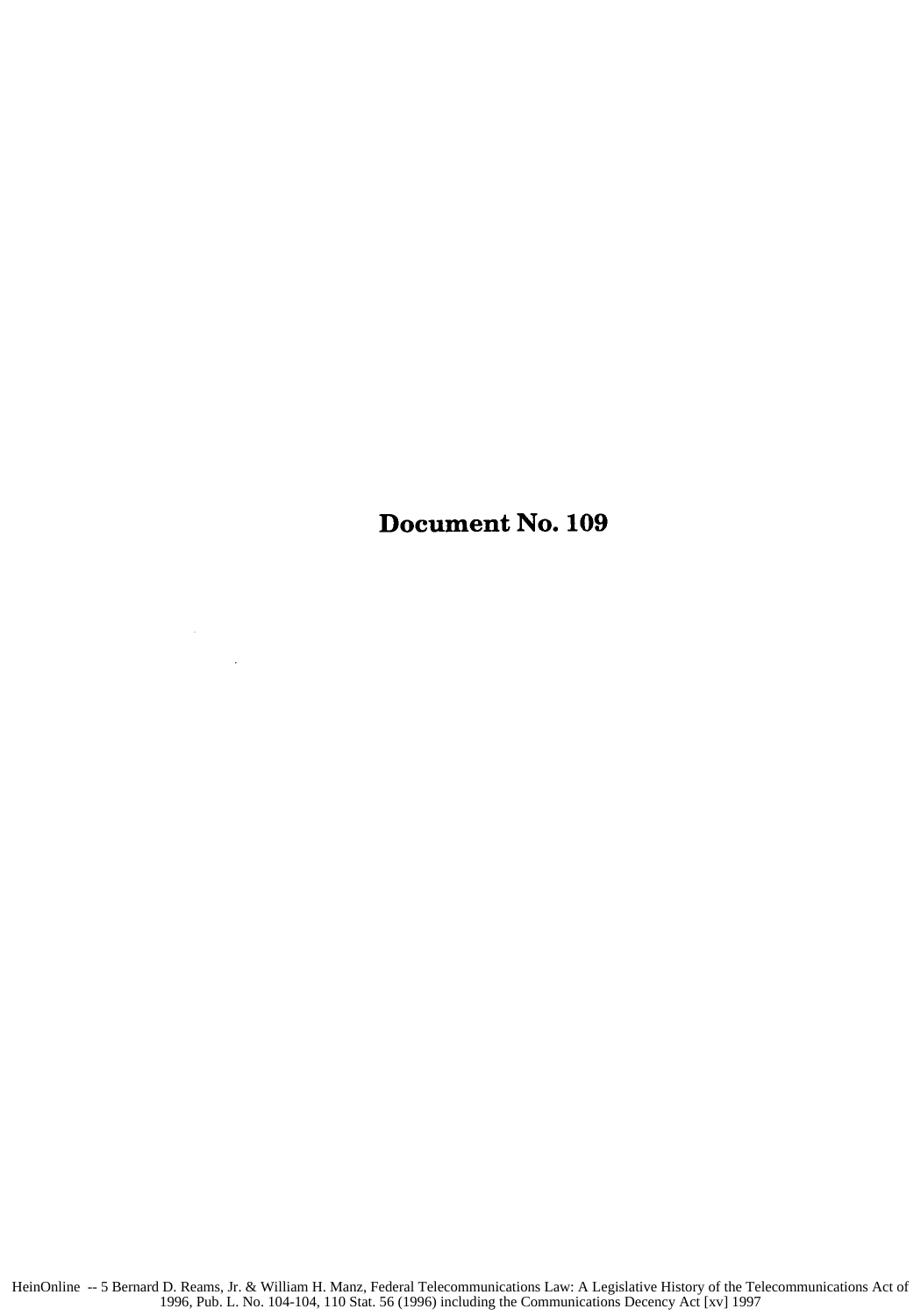# Document No. 109